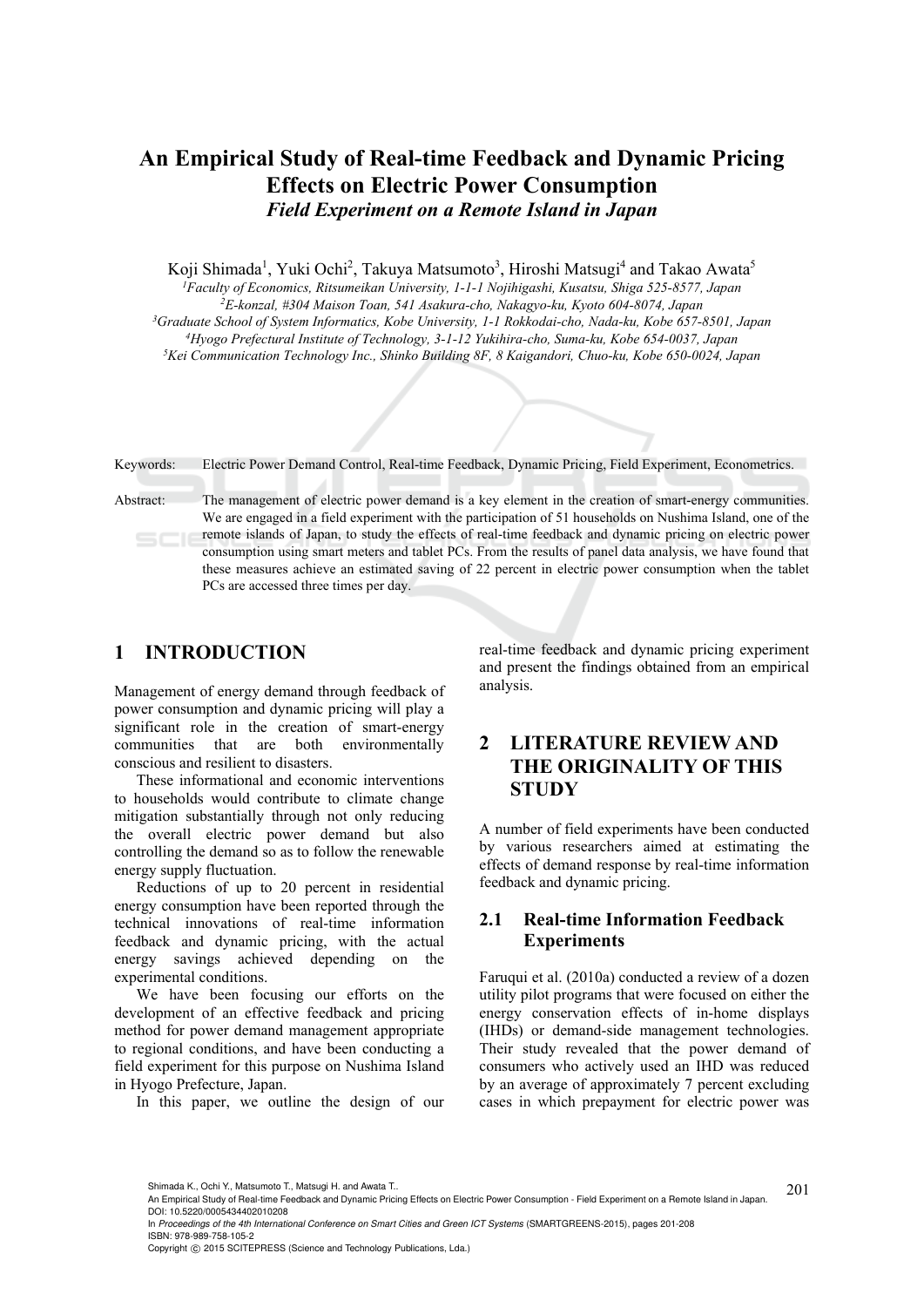# An Empirical Study of Real-time Feedback and Dynamic Pricing Effects on Electric Power Consumption

## *Field Experiment on a Remote Island in Japan*

Koji Shimada[1], Yuki Ochi[2], Takuya Matsumoto[3], Hiroshi Matsugi[4] and Takao Awata[5]

[1]*Faculty of Economics, Ritsumeikan University, 1-1-1 Nojihigashi, Kusatsu, Shiga 525-8577, Japan*
[2]*E-konzal, #304 Maison Toan, 541 Asakura-cho, Nakagyo-ku, Kyoto 604-8074, Japan*
[3]*Graduate School of System Informatics, Kobe University, 1-1 Rokkodai-cho, Nada-ku, Kobe 657-8501, Japan*
[4]*Hyogo Prefectural Institute of Technology, 3-1-12 Yukihira-cho, Suma-ku, Kobe 654-0037, Japan*
[5]*Kei Communication Technology Inc., Shinko Building 8F, 8 Kaigandori, Chuo-ku, Kobe 650-0024, Japan*

Keywords: Electric Power Demand Control, Real-time Feedback, Dynamic Pricing, Field Experiment, Econometrics.

Abstract: The management of electric power demand is a key element in the creation of smart-energy communities. We are engaged in a field experiment with the participation of 51 households on Nushima Island, one of the remote islands of Japan, to study the effects of real-time feedback and dynamic pricing on electric power consumption using smart meters and tablet PCs. From the results of panel data analysis, we have found that these measures achieve an estimated saving of 22 percent in electric power consumption when the tablet PCs are accessed three times per day.

## 1 INTRODUCTION

Management of energy demand through feedback of power consumption and dynamic pricing will play a significant role in the creation of smart-energy communities that are both environmentally conscious and resilient to disasters.

These informational and economic interventions to households would contribute to climate change mitigation substantially through not only reducing the overall electric power demand but also controlling the demand so as to follow the renewable energy supply fluctuation.

Reductions of up to 20 percent in residential energy consumption have been reported through the technical innovations of real-time information feedback and dynamic pricing, with the actual energy savings achieved depending on the experimental conditions.

We have been focusing our efforts on the development of an effective feedback and pricing method for power demand management appropriate to regional conditions, and have been conducting a field experiment for this purpose on Nushima Island in Hyogo Prefecture, Japan.

In this paper, we outline the design of our real-time feedback and dynamic pricing experiment and present the findings obtained from an empirical analysis.

## 2 LITERATURE REVIEW AND THE ORIGINALITY OF THIS STUDY

A number of field experiments have been conducted by various researchers aimed at estimating the effects of demand response by real-time information feedback and dynamic pricing.

### 2.1 Real-time Information Feedback Experiments

Faruqui et al. (2010a) conducted a review of a dozen utility pilot programs that were focused on either the energy conservation effects of in-home displays (IHDs) or demand-side management technologies. Their study revealed that the power demand of consumers who actively used an IHD was reduced by an average of approximately 7 percent excluding cases in which prepayment for electric power was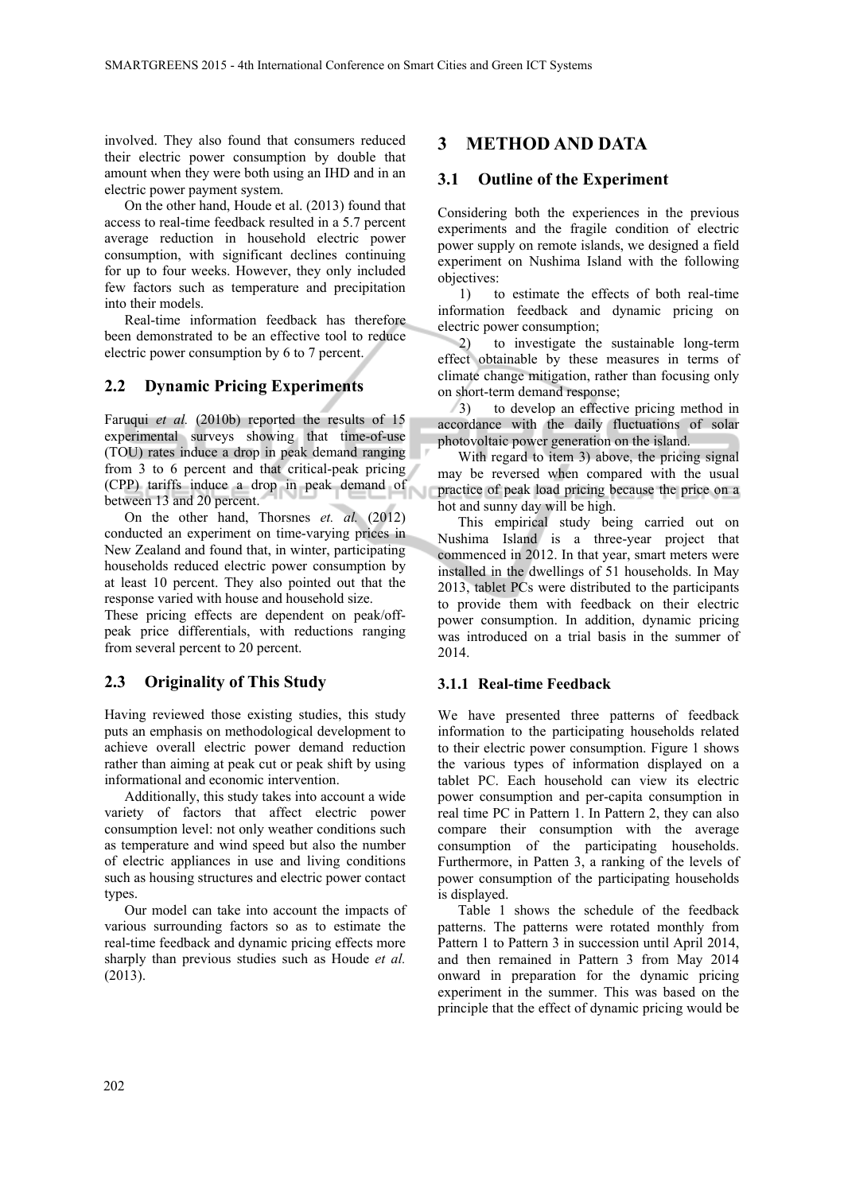involved. They also found that consumers reduced their electric power consumption by double that amount when they were both using an IHD and in an electric power payment system.

On the other hand, Houde et al. (2013) found that access to real-time feedback resulted in a 5.7 percent average reduction in household electric power consumption, with significant declines continuing for up to four weeks. However, they only included few factors such as temperature and precipitation into their models.

Real-time information feedback has therefore been demonstrated to be an effective tool to reduce electric power consumption by 6 to 7 percent.

## 2.2 Dynamic Pricing Experiments

Faruqui *et al.* (2010b) reported the results of 15 experimental surveys showing that time-of-use (TOU) rates induce a drop in peak demand ranging from 3 to 6 percent and that critical-peak pricing (CPP) tariffs induce a drop in peak demand of between 13 and 20 percent.

On the other hand, Thorsnes *et. al.* (2012) conducted an experiment on time-varying prices in New Zealand and found that, in winter, participating households reduced electric power consumption by at least 10 percent. They also pointed out that the response varied with house and household size. These pricing effects are dependent on peak/off-peak price differentials, with reductions ranging from several percent to 20 percent.

## 2.3 Originality of This Study

Having reviewed those existing studies, this study puts an emphasis on methodological development to achieve overall electric power demand reduction rather than aiming at peak cut or peak shift by using informational and economic intervention.

Additionally, this study takes into account a wide variety of factors that affect electric power consumption level: not only weather conditions such as temperature and wind speed but also the number of electric appliances in use and living conditions such as housing structures and electric power contact types.

Our model can take into account the impacts of various surrounding factors so as to estimate the real-time feedback and dynamic pricing effects more sharply than previous studies such as Houde *et al.* (2013).

# 3 METHOD AND DATA

## 3.1 Outline of the Experiment

Considering both the experiences in the previous experiments and the fragile condition of electric power supply on remote islands, we designed a field experiment on Nushima Island with the following objectives:

1) to estimate the effects of both real-time information feedback and dynamic pricing on electric power consumption;
2) to investigate the sustainable long-term effect obtainable by these measures in terms of climate change mitigation, rather than focusing only on short-term demand response;
3) to develop an effective pricing method in accordance with the daily fluctuations of solar photovoltaic power generation on the island.

With regard to item 3) above, the pricing signal may be reversed when compared with the usual practice of peak load pricing because the price on a hot and sunny day will be high.

This empirical study being carried out on Nushima Island is a three-year project that commenced in 2012. In that year, smart meters were installed in the dwellings of 51 households. In May 2013, tablet PCs were distributed to the participants to provide them with feedback on their electric power consumption. In addition, dynamic pricing was introduced on a trial basis in the summer of 2014.

### 3.1.1 Real-time Feedback

We have presented three patterns of feedback information to the participating households related to their electric power consumption. Figure 1 shows the various types of information displayed on a tablet PC. Each household can view its electric power consumption and per-capita consumption in real time PC in Pattern 1. In Pattern 2, they can also compare their consumption with the average consumption of the participating households. Furthermore, in Patten 3, a ranking of the levels of power consumption of the participating households is displayed.

Table 1 shows the schedule of the feedback patterns. The patterns were rotated monthly from Pattern 1 to Pattern 3 in succession until April 2014, and then remained in Pattern 3 from May 2014 onward in preparation for the dynamic pricing experiment in the summer. This was based on the principle that the effect of dynamic pricing would be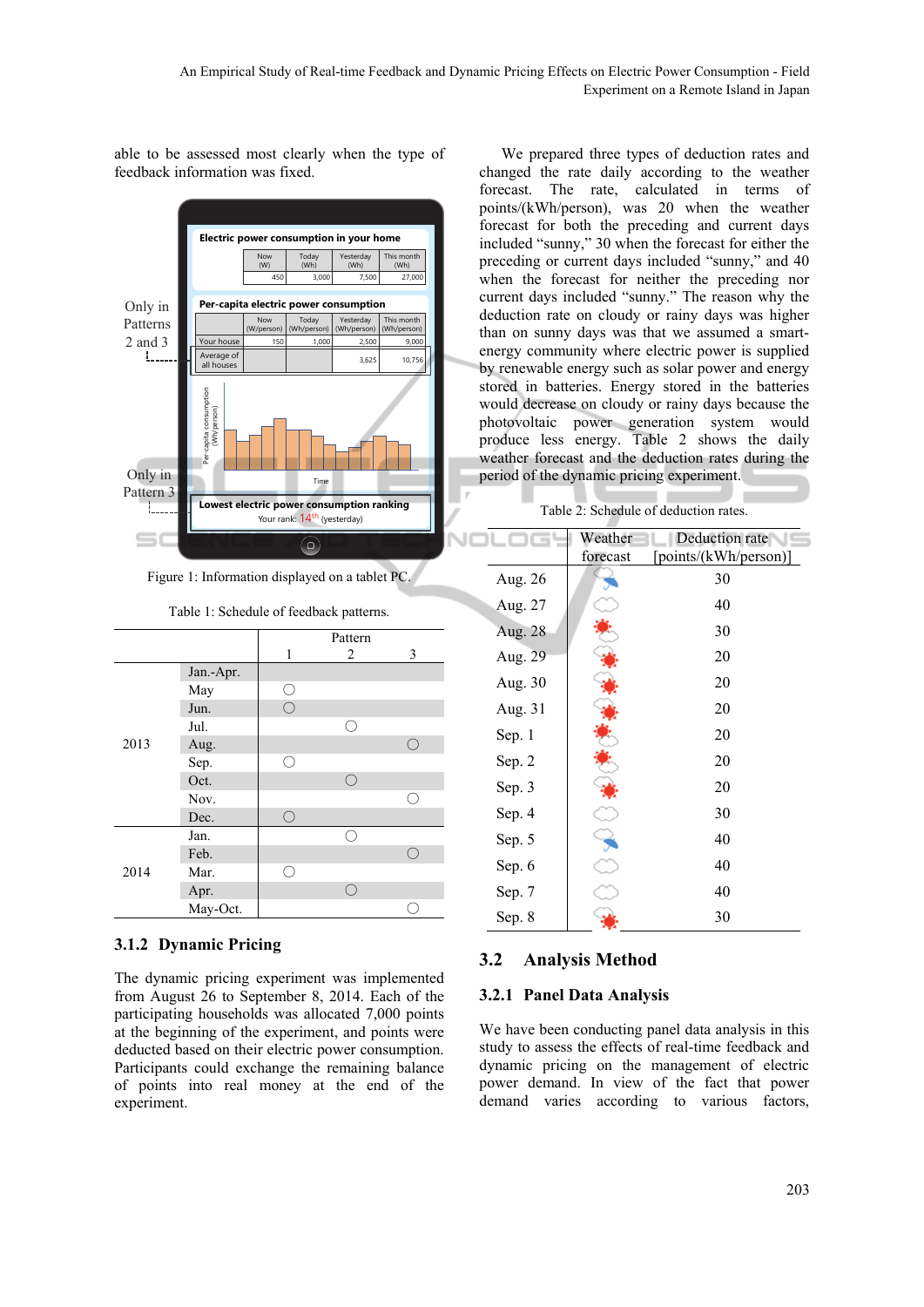able to be assessed most clearly when the type of feedback information was fixed.

Figure 1: Information displayed on a tablet PC.

Table 1: Schedule of feedback patterns.

| | | Pattern 1 | Pattern 2 | Pattern 3 |
|---|---|---|---|---|
| 2013 | Jan.-Apr. | | | |
| | May | ○ | | |
| | Jun. | ○ | | |
| | Jul. | | ○ | |
| | Aug. | | | ○ |
| | Sep. | ○ | | |
| | Oct. | | ○ | |
| | Nov. | | | ○ |
| | Dec. | ○ | | |
| 2014 | Jan. | | ○ | |
| | Feb. | | | ○ |
| | Mar. | ○ | | |
| | Apr. | | ○ | |
| | May-Oct. | | | ○ |

### 3.1.2 Dynamic Pricing

The dynamic pricing experiment was implemented from August 26 to September 8, 2014. Each of the participating households was allocated 7,000 points at the beginning of the experiment, and points were deducted based on their electric power consumption. Participants could exchange the remaining balance of points into real money at the end of the experiment.

We prepared three types of deduction rates and changed the rate daily according to the weather forecast. The rate, calculated in terms of points/(kWh/person), was 20 when the weather forecast for both the preceding and current days included "sunny," 30 when the forecast for either the preceding or current days included "sunny," and 40 when the forecast for neither the preceding nor current days included "sunny." The reason why the deduction rate on cloudy or rainy days was higher than on sunny days was that we assumed a smart-energy community where electric power is supplied by renewable energy such as solar power and energy stored in batteries. Energy stored in the batteries would decrease on cloudy or rainy days because the photovoltaic power generation system would produce less energy. Table 2 shows the daily weather forecast and the deduction rates during the period of the dynamic pricing experiment.

Table 2: Schedule of deduction rates.

| | Weather forecast | Deduction rate [points/(kWh/person)] |
|---|---|---|
| Aug. 26 | | 30 |
| Aug. 27 | | 40 |
| Aug. 28 | | 30 |
| Aug. 29 | | 20 |
| Aug. 30 | | 20 |
| Aug. 31 | | 20 |
| Sep. 1 | | 20 |
| Sep. 2 | | 20 |
| Sep. 3 | | 20 |
| Sep. 4 | | 30 |
| Sep. 5 | | 40 |
| Sep. 6 | | 40 |
| Sep. 7 | | 40 |
| Sep. 8 | | 30 |

## 3.2 Analysis Method

### 3.2.1 Panel Data Analysis

We have been conducting panel data analysis in this study to assess the effects of real-time feedback and dynamic pricing on the management of electric power demand. In view of the fact that power demand varies according to various factors,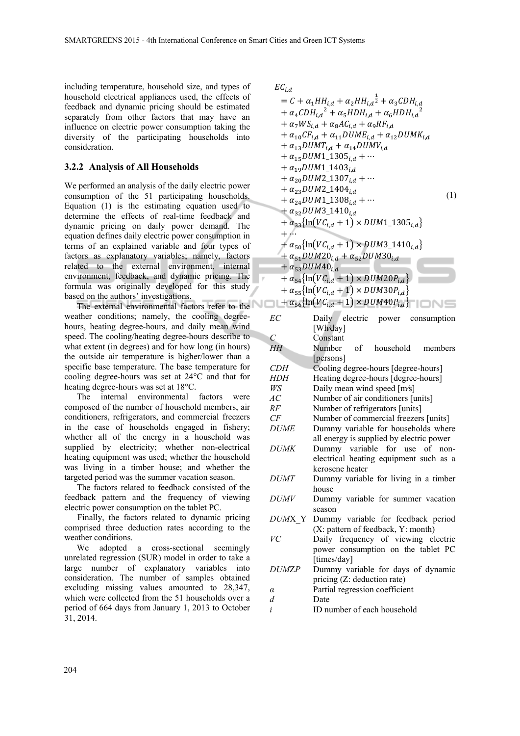including temperature, household size, and types of household electrical appliances used, the effects of feedback and dynamic pricing should be estimated separately from other factors that may have an influence on electric power consumption taking the diversity of the participating households into consideration.

### 3.2.2 Analysis of All Households

We performed an analysis of the daily electric power consumption of the 51 participating households. Equation (1) is the estimating equation used to determine the effects of real-time feedback and dynamic pricing on daily power demand. The equation defines daily electric power consumption in terms of an explained variable and four types of factors as explanatory variables; namely, factors related to the external environment, internal environment, feedback, and dynamic pricing. The formula was originally developed for this study based on the authors' investigations.

The external environmental factors refer to the weather conditions; namely, the cooling degree-hours, heating degree-hours, and daily mean wind speed. The cooling/heating degree-hours describe to what extent (in degrees) and for how long (in hours) the outside air temperature is higher/lower than a specific base temperature. The base temperature for cooling degree-hours was set at 24°C and that for heating degree-hours was set at 18°C.

The internal environmental factors were composed of the number of household members, air conditioners, refrigerators, and commercial freezers in the case of households engaged in fishery; whether all of the energy in a household was supplied by electricity; whether non-electrical heating equipment was used; whether the household was living in a timber house; and whether the targeted period was the summer vacation season.

The factors related to feedback consisted of the feedback pattern and the frequency of viewing electric power consumption on the tablet PC.

Finally, the factors related to dynamic pricing comprised three deduction rates according to the weather conditions.

We adopted a cross-sectional seemingly unrelated regression (SUR) model in order to take a large number of explanatory variables into consideration. The number of samples obtained excluding missing values amounted to 28,347, which were collected from the 51 households over a period of 664 days from January 1, 2013 to October 31, 2014.

$$
\begin{aligned}
EC_{i,d} &= C + \alpha_1 HH_{i,d} + \alpha_2 HH_{i,d}^{\frac{1}{2}} + \alpha_3 CDH_{i,d} \\
&+ \alpha_4 CDH_{i,d}^{\ 2} + \alpha_5 HDH_{i,d} + \alpha_6 HDH_{i,d}^{\ 2} \\
&+ \alpha_7 WS_{i,d} + \alpha_8 AC_{i,d} + \alpha_9 RF_{i,d} \\
&+ \alpha_{10} CF_{i,d} + \alpha_{11} DUME_{i,d} + \alpha_{12} DUMK_{i,d} \\
&+ \alpha_{13} DUMT_{i,d} + \alpha_{14} DUMV_{i,d} \\
&+ \alpha_{15} DUM1\_1305_{i,d} + \cdots \\
&+ \alpha_{19} DUM1\_1403_{i,d} \\
&+ \alpha_{20} DUM2\_1307_{i,d} + \cdots \\
&+ \alpha_{23} DUM2\_1404_{i,d} \\
&+ \alpha_{24} DUM1\_1308_{i,d} + \cdots \\
&+ \alpha_{32} DUM3\_1410_{i,d} \\
&+ \alpha_{33} \{\ln(VC_{i,d}+1) \times DUM1\_1305_{i,d}\} \\
&+ \cdots \\
&+ \alpha_{50} \{\ln(VC_{i,d}+1) \times DUM3\_1410_{i,d}\} \\
&+ \alpha_{51} DUM20_{i,d} + \alpha_{52} DUM30_{i,d} \\
&+ \alpha_{53} DUM40_{i,d} \\
&+ \alpha_{54} \{\ln(VC_{i,d}+1) \times DUM20P_{i,d}\} \\
&+ \alpha_{55} \{\ln(VC_{i,d}+1) \times DUM30P_{i,d}\} \\
&+ \alpha_{56} \{\ln(VC_{i,d}+1) \times DUM40P_{i,d}\}
\end{aligned} \tag{1}
$$

| | |
|---|---|
| $EC$ | Daily electric power consumption [Wh/day] |
| $C$ | Constant |
| $HH$ | Number of household members [persons] |
| $CDH$ | Cooling degree-hours [degree-hours] |
| $HDH$ | Heating degree-hours [degree-hours] |
| $WS$ | Daily mean wind speed [m/s] |
| $AC$ | Number of air conditioners [units] |
| $RF$ | Number of refrigerators [units] |
| $CF$ | Number of commercial freezers [units] |
| $DUME$ | Dummy variable for households where all energy is supplied by electric power |
| $DUMK$ | Dummy variable for use of non-electrical heating equipment such as a kerosene heater |
| $DUMT$ | Dummy variable for living in a timber house |
| $DUMV$ | Dummy variable for summer vacation season |
| $DUMX\_Y$ | Dummy variable for feedback period (X: pattern of feedback, Y: month) |
| $VC$ | Daily frequency of viewing electric power consumption on the tablet PC [times/day] |
| $DUMZP$ | Dummy variable for days of dynamic pricing (Z: deduction rate) |
| $\alpha$ | Partial regression coefficient |
| $d$ | Date |
| $i$ | ID number of each household |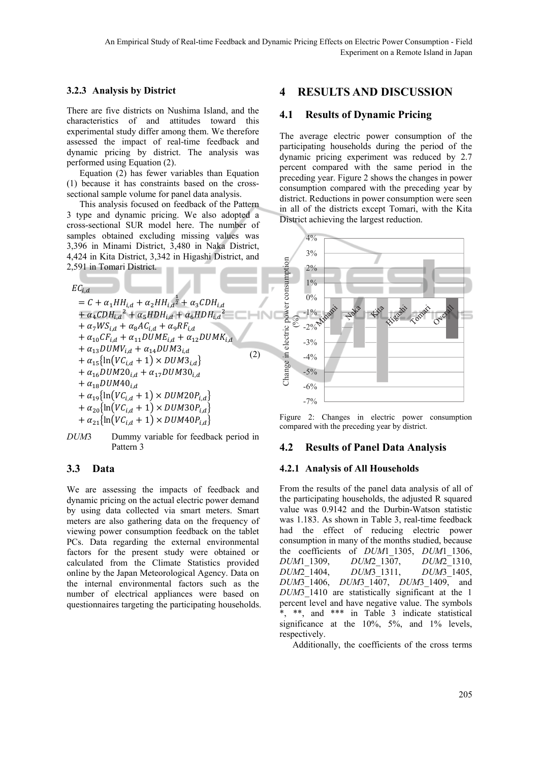### 3.2.3 Analysis by District

There are five districts on Nushima Island, and the characteristics of and attitudes toward this experimental study differ among them. We therefore assessed the impact of real-time feedback and dynamic pricing by district. The analysis was performed using Equation (2).

Equation (2) has fewer variables than Equation (1) because it has constraints based on the cross-sectional sample volume for panel data analysis.

This analysis focused on feedback of the Pattern 3 type and dynamic pricing. We also adopted a cross-sectional SUR model here. The number of samples obtained excluding missing values was 3,396 in Minami District, 3,480 in Naka District, 4,424 in Kita District, 3,342 in Higashi District, and 2,591 in Tomari District.

$$
\begin{aligned}
EC_{i,d} &= C + \alpha_1 HH_{i,d} + \alpha_2 HH_{i,d}^{\frac{1}{2}} + \alpha_3 CDH_{i,d} \\
&+ \alpha_4 CDH_{i,d}^{\ 2} + \alpha_5 HDH_{i,d} + \alpha_6 HDH_{i,d}^{\ 2} \\
&+ \alpha_7 WS_{i,d} + \alpha_8 AC_{i,d} + \alpha_9 RF_{i,d} \\
&+ \alpha_{10} CF_{i,d} + \alpha_{11} DUME_{i,d} + \alpha_{12} DUMK_{i,d} \\
&+ \alpha_{13} DUMV_{i,d} + \alpha_{14} DUM3_{i,d} \\
&+ \alpha_{15}\{\ln(VC_{i,d}+1) \times DUM3_{i,d}\} \\
&+ \alpha_{16} DUM20_{i,d} + \alpha_{17} DUM30_{i,d} \\
&+ \alpha_{18} DUM40_{i,d} \\
&+ \alpha_{19}\{\ln(VC_{i,d}+1) \times DUM20P_{i,d}\} \\
&+ \alpha_{20}\{\ln(VC_{i,d}+1) \times DUM30P_{i,d}\} \\
&+ \alpha_{21}\{\ln(VC_{i,d}+1) \times DUM40P_{i,d}\}
\end{aligned} \tag{2}
$$

*DUM*3 Dummy variable for feedback period in Pattern 3

## 3.3 Data

We are assessing the impacts of feedback and dynamic pricing on the actual electric power demand by using data collected via smart meters. Smart meters are also gathering data on the frequency of viewing power consumption feedback on the tablet PCs. Data regarding the external environmental factors for the present study were obtained or calculated from the Climate Statistics provided online by the Japan Meteorological Agency. Data on the internal environmental factors such as the number of electrical appliances were based on questionnaires targeting the participating households.

# 4 RESULTS AND DISCUSSION

## 4.1 Results of Dynamic Pricing

The average electric power consumption of the participating households during the period of the dynamic pricing experiment was reduced by 2.7 percent compared with the same period in the preceding year. Figure 2 shows the changes in power consumption compared with the preceding year by district. Reductions in power consumption were seen in all of the districts except Tomari, with the Kita District achieving the largest reduction.

Figure 2: Changes in electric power consumption compared with the preceding year by district.

## 4.2 Results of Panel Data Analysis

### 4.2.1 Analysis of All Households

From the results of the panel data analysis of all of the participating households, the adjusted R squared value was 0.9142 and the Durbin-Watson statistic was 1.183. As shown in Table 3, real-time feedback had the effect of reducing electric power consumption in many of the months studied, because the coefficients of *DUM*1_1305, *DUM*1_1306, *DUM*1_1309, *DUM*2_1307, *DUM*2_1310, *DUM*2_1404, *DUM*3_1311, *DUM*3_1405, *DUM*3_1406, *DUM*3_1407, *DUM*3_1409, and *DUM*3_1410 are statistically significant at the 1 percent level and have negative value. The symbols *, **, and *** in Table 3 indicate statistical significance at the 10%, 5%, and 1% levels, respectively.

Additionally, the coefficients of the cross terms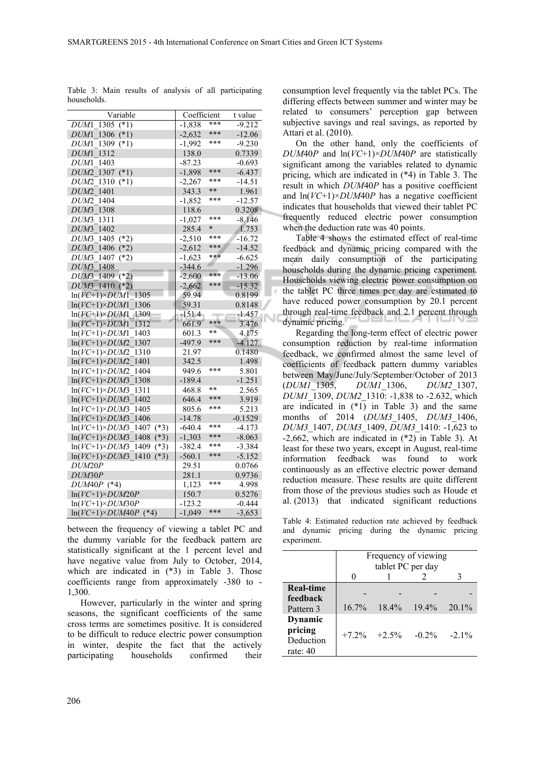Table 3: Main results of analysis of all participating households.

| Variable | Coefficient | | t value |
|---|---|---|---|
| *DUM*1_1305 (*1) | -1,838 | *** | -9.212 |
| *DUM*1_1306 (*1) | -2,632 | *** | -12.06 |
| *DUM*1_1309 (*1) | -1,992 | *** | -9.230 |
| *DUM*1_1312 | 138.0 | | 0.7339 |
| *DUM*1_1403 | -87.23 | | -0.693 |
| *DUM*2_1307 (*1) | -1,898 | *** | -6.437 |
| *DUM*2_1310 (*1) | -2,267 | *** | -14.51 |
| *DUM*2_1401 | 343.3 | ** | 1.961 |
| *DUM*2_1404 | -1,852 | *** | -12.57 |
| *DUM*3_1308 | 118.6 | | 0.3208 |
| *DUM*3_1311 | -1,027 | *** | -8.146 |
| *DUM*3_1402 | 285.4 | * | 1.753 |
| *DUM*3_1405 (*2) | -2,510 | *** | -16.72 |
| *DUM*3_1406 (*2) | -2,612 | *** | -14.52 |
| *DUM*3_1407 (*2) | -1,623 | *** | -6.625 |
| *DUM*3_1408 | -344.6 | | -1.296 |
| *DUM*3_1409 (*2) | -2,600 | *** | -13.06 |
| *DUM*3_1410 (*2) | -2,662 | *** | -15.32 |
| ln(*VC*+1)×*DUM*1_1305 | 59.94 | | 0.8199 |
| ln(*VC*+1)×*DUM*1_1306 | 59.31 | | 0.8148 |
| ln(*VC*+1)×*DUM*1_1309 | -151.4 | | -1.457 |
| ln(*VC*+1)×*DUM*1_1312 | 661.9 | *** | 3.476 |
| ln(*VC*+1)×*DUM*1_1403 | 601.3 | ** | 4.175 |
| ln(*VC*+1)×*DUM*2_1307 | -497.9 | *** | -4.127 |
| ln(*VC*+1)×*DUM*2_1310 | 21.97 | | 0.1480 |
| ln(*VC*+1)×*DUM*2_1401 | 342.5 | | 1.498 |
| ln(*VC*+1)×*DUM*2_1404 | 949.6 | *** | 5.801 |
| ln(*VC*+1)×*DUM*3_1308 | -189.4 | | -1.251 |
| ln(*VC*+1)×*DUM*3_1311 | 468.8 | ** | 2.565 |
| ln(*VC*+1)×*DUM*3_1402 | 646.4 | *** | 3.919 |
| ln(*VC*+1)×*DUM*3_1405 | 805.6 | *** | 5.213 |
| ln(*VC*+1)×*DUM*3_1406 | -14.78 | | -0.1529 |
| ln(*VC*+1)×*DUM*3_1407 (*3) | -640.4 | *** | -4.173 |
| ln(*VC*+1)×*DUM*3_1408 (*3) | -1,303 | *** | -8.063 |
| ln(*VC*+1)×*DUM*3_1409 (*3) | -382.4 | *** | -3.384 |
| ln(*VC*+1)×*DUM*3_1410 (*3) | -560.1 | *** | -5.152 |
| *DUM*20*P* | 29.51 | | 0.0766 |
| *DUM*30*P* | 281.1 | | 0.9736 |
| *DUM*40*P* (*4) | 1,123 | *** | 4.998 |
| ln(*VC*+1)×*DUM*20*P* | 150.7 | | 0.5276 |
| ln(*VC*+1)×*DUM*30*P* | -123.2 | | -0.444 |
| ln(*VC*+1)×*DUM*40*P* (*4) | -1,049 | *** | -3,653 |

between the frequency of viewing a tablet PC and the dummy variable for the feedback pattern are statistically significant at the 1 percent level and have negative value from July to October, 2014, which are indicated in (*3) in Table 3. Those coefficients range from approximately -380 to -1,300.

However, particularly in the winter and spring seasons, the significant coefficients of the same cross terms are sometimes positive. It is considered to be difficult to reduce electric power consumption in winter, despite the fact that the actively participating households confirmed their consumption level frequently via the tablet PCs. The differing effects between summer and winter may be related to consumers' perception gap between subjective savings and real savings, as reported by Attari et al. (2010).

On the other hand, only the coefficients of *DUM*40*P* and ln(*VC*+1)×*DUM*40*P* are statistically significant among the variables related to dynamic pricing, which are indicated in (*4) in Table 3. The result in which *DUM*40*P* has a positive coefficient and ln(*VC*+1)×*DUM*40*P* has a negative coefficient indicates that households that viewed their tablet PC frequently reduced electric power consumption when the deduction rate was 40 points.

Table 4 shows the estimated effect of real-time feedback and dynamic pricing compared with the mean daily consumption of the participating households during the dynamic pricing experiment. Households viewing electric power consumption on the tablet PC three times per day are estimated to have reduced power consumption by 20.1 percent through real-time feedback and 2.1 percent through dynamic pricing.

Regarding the long-term effect of electric power consumption reduction by real-time information feedback, we confirmed almost the same level of coefficients of feedback pattern dummy variables between May/June/July/September/October of 2013 (*DUM1*_1305, *DUM1*_1306, *DUM2*_1307, *DUM1*_1309, *DUM2*_1310: -1,838 to -2.632, which are indicated in (*1) in Table 3) and the same months of 2014 (*DUM3*_1405, *DUM3*_1406, *DUM3*_1407, *DUM3*_1409, *DUM3*_1410: -1,623 to -2,662, which are indicated in (*2) in Table 3). At least for these two years, except in August, real-time information feedback was found to work continuously as an effective electric power demand reduction measure. These results are quite different from those of the previous studies such as Houde et al. (2013) that indicated significant reductions

Table 4: Estimated reduction rate achieved by feedback and dynamic pricing during the dynamic pricing experiment.

| | Frequency of viewing tablet PC per day | | | |
|---|---|---|---|---|
| | 0 | 1 | 2 | 3 |
| **Real-time feedback** Pattern 3 | - 16.7% | - 18.4% | - 19.4% | - 20.1% |
| **Dynamic pricing** Deduction rate: 40 | +7.2% | +2.5% | -0.2% | -2.1% |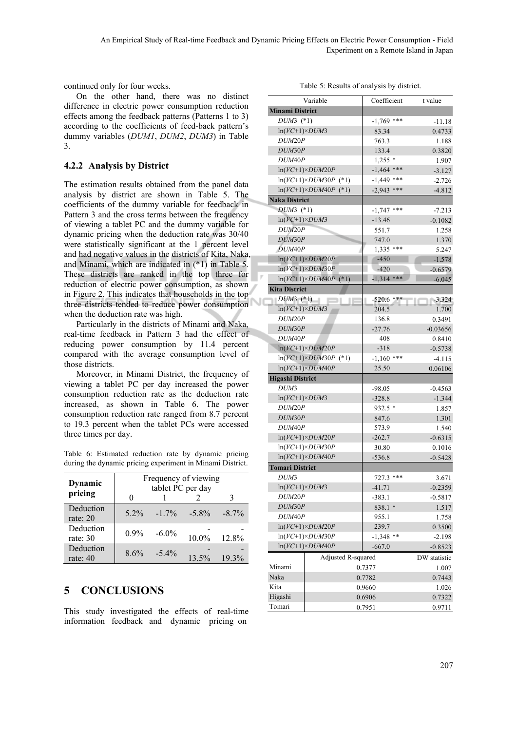continued only for four weeks.

On the other hand, there was no distinct difference in electric power consumption reduction effects among the feedback patterns (Patterns 1 to 3) according to the coefficients of feed-back pattern's dummy variables (*DUM1*, *DUM2*, *DUM3*) in Table 3.

### 4.2.2 Analysis by District

The estimation results obtained from the panel data analysis by district are shown in Table 5. The coefficients of the dummy variable for feedback in Pattern 3 and the cross terms between the frequency of viewing a tablet PC and the dummy variable for dynamic pricing when the deduction rate was 30/40 were statistically significant at the 1 percent level and had negative values in the districts of Kita, Naka, and Minami, which are indicated in (*1) in Table 5. These districts are ranked in the top three for reduction of electric power consumption, as shown in Figure 2. This indicates that households in the top three districts tended to reduce power consumption when the deduction rate was high.

Particularly in the districts of Minami and Naka, real-time feedback in Pattern 3 had the effect of reducing power consumption by 11.4 percent compared with the average consumption level of those districts.

Moreover, in Minami District, the frequency of viewing a tablet PC per day increased the power consumption reduction rate as the deduction rate increased, as shown in Table 6. The power consumption reduction rate ranged from 8.7 percent to 19.3 percent when the tablet PCs were accessed three times per day.

Table 6: Estimated reduction rate by dynamic pricing during the dynamic pricing experiment in Minami District.

| Dynamic pricing | Frequency of viewing tablet PC per day | | | |
|---|---|---|---|---|
| | 0 | 1 | 2 | 3 |
| Deduction rate: 20 | 5.2% | -1.7% | -5.8% | -8.7% |
| Deduction rate: 30 | 0.9% | -6.0% | -10.0% | -12.8% |
| Deduction rate: 40 | 8.6% | -5.4% | -13.5% | -19.3% |

## 5 CONCLUSIONS

This study investigated the effects of real-time information feedback and dynamic pricing on

Table 5: Results of analysis by district.

| Variable | Coefficient | t value |
|---|---|---|
| **Minami District** | | |
| *DUM3* (*1) | -1,769 *** | -11.18 |
| ln(*VC*+1)×*DUM3* | 83.34 | 0.4733 |
| *DUM20P* | 763.3 | 1.188 |
| *DUM30P* | 133.4 | 0.3820 |
| *DUM40P* | 1,255 * | 1.907 |
| ln(*VC*+1)×*DUM20P* | -1,464 *** | -3.127 |
| ln(*VC*+1)×*DUM30P* (*1) | -1,449 *** | -2.726 |
| ln(*VC*+1)×*DUM40P* (*1) | -2,943 *** | -4.812 |
| **Naka District** | | |
| *DUM3* (*1) | -1,747 *** | -7.213 |
| ln(*VC*+1)×*DUM3* | -13.46 | -0.1082 |
| *DUM20P* | 551.7 | 1.258 |
| *DUM30P* | 747.0 | 1.370 |
| *DUM40P* | 1,335 *** | 5.247 |
| ln(*VC*+1)×*DUM20P* | -450 | -1.578 |
| ln(*VC*+1)×*DUM30P* | -420 | -0.6579 |
| ln(*VC*+1)×*DUM40P* (*1) | -1,314 *** | -6.045 |
| **Kita District** | | |
| *DUM3* (*1) | -520.6 *** | -3.324 |
| ln(*VC*+1)×*DUM3* | 204.5 | 1.700 |
| *DUM20P* | 136.8 | 0.3491 |
| *DUM30P* | -27.76 | -0.03656 |
| *DUM40P* | 408 | 0.8410 |
| ln(*VC*+1)×*DUM20P* | -318 | -0.5738 |
| ln(*VC*+1)×*DUM30P* (*1) | -1,160 *** | -4.115 |
| ln(*VC*+1)×*DUM40P* | 25.50 | 0.06106 |
| **Higashi District** | | |
| *DUM3* | -98.05 | -0.4563 |
| ln(*VC*+1)×*DUM3* | -328.8 | -1.344 |
| *DUM20P* | 932.5 * | 1.857 |
| *DUM30P* | 847.6 | 1.301 |
| *DUM40P* | 573.9 | 1.540 |
| ln(*VC*+1)×*DUM20P* | -262.7 | -0.6315 |
| ln(*VC*+1)×*DUM30P* | 30.80 | 0.1016 |
| ln(*VC*+1)×*DUM40P* | -536.8 | -0.5428 |
| **Tomari District** | | |
| *DUM3* | 727.3 *** | 3.671 |
| ln(*VC*+1)×*DUM3* | -41.71 | -0.2359 |
| *DUM20P* | -383.1 | -0.5817 |
| *DUM30P* | 838.1 * | 1.517 |
| *DUM40P* | 955.1 | 1.758 |
| ln(*VC*+1)×*DUM20P* | 239.7 | 0.3500 |
| ln(*VC*+1)×*DUM30P* | -1,348 ** | -2.198 |
| ln(*VC*+1)×*DUM40P* | -667.0 | -0.8523 |

| | Adjusted R-squared | DW statistic |
|---|---|---|
| Minami | 0.7377 | 1.007 |
| Naka | 0.7782 | 0.7443 |
| Kita | 0.9660 | 1.026 |
| Higashi | 0.6906 | 0.7322 |
| Tomari | 0.7951 | 0.9711 |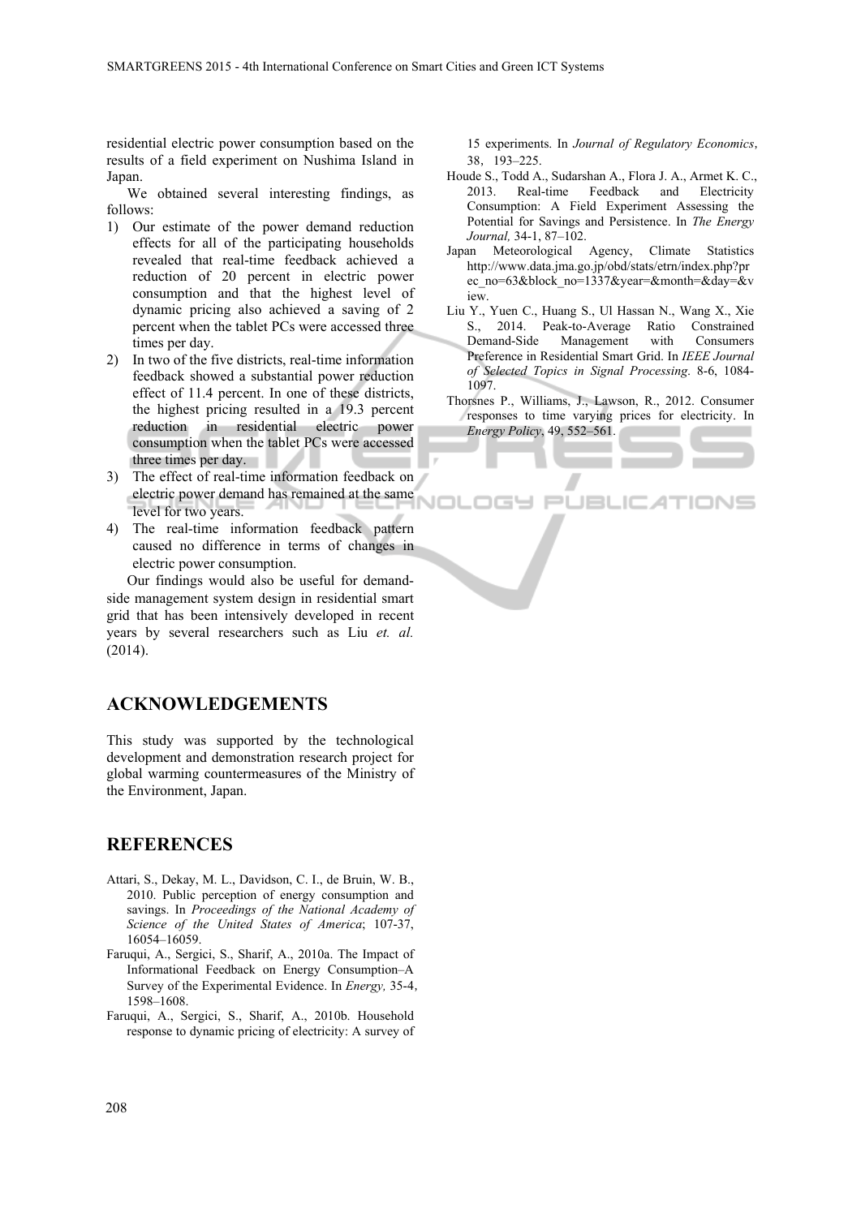residential electric power consumption based on the results of a field experiment on Nushima Island in Japan.

We obtained several interesting findings, as follows:

1) Our estimate of the power demand reduction effects for all of the participating households revealed that real-time feedback achieved a reduction of 20 percent in electric power consumption and that the highest level of dynamic pricing also achieved a saving of 2 percent when the tablet PCs were accessed three times per day.
2) In two of the five districts, real-time information feedback showed a substantial power reduction effect of 11.4 percent. In one of these districts, the highest pricing resulted in a 19.3 percent reduction in residential electric power consumption when the tablet PCs were accessed three times per day.
3) The effect of real-time information feedback on electric power demand has remained at the same level for two years.
4) The real-time information feedback pattern caused no difference in terms of changes in electric power consumption.

Our findings would also be useful for demand-side management system design in residential smart grid that has been intensively developed in recent years by several researchers such as Liu *et. al.* (2014).

## ACKNOWLEDGEMENTS

This study was supported by the technological development and demonstration research project for global warming countermeasures of the Ministry of the Environment, Japan.

## REFERENCES

Attari, S., Dekay, M. L., Davidson, C. I., de Bruin, W. B., 2010. Public perception of energy consumption and savings. In *Proceedings of the National Academy of Science of the United States of America*; 107-37, 16054–16059.

Faruqui, A., Sergici, S., Sharif, A., 2010a. The Impact of Informational Feedback on Energy Consumption–A Survey of the Experimental Evidence. In *Energy,* 35-4, 1598–1608.

Faruqui, A., Sergici, S., Sharif, A., 2010b. Household response to dynamic pricing of electricity: A survey of 15 experiments. In *Journal of Regulatory Economics*, 38, 193–225.

Houde S., Todd A., Sudarshan A., Flora J. A., Armet K. C., 2013. Real-time Feedback and Electricity Consumption: A Field Experiment Assessing the Potential for Savings and Persistence. In *The Energy Journal,* 34-1, 87–102.

Japan Meteorological Agency, Climate Statistics http://www.data.jma.go.jp/obd/stats/etrn/index.php?prec_no=63&block_no=1337&year=&month=&day=&view.

Liu Y., Yuen C., Huang S., Ul Hassan N., Wang X., Xie S., 2014. Peak-to-Average Ratio Constrained Demand-Side Management with Consumers Preference in Residential Smart Grid. In *IEEE Journal of Selected Topics in Signal Processing*. 8-6, 1084-1097.

Thorsnes P., Williams, J., Lawson, R., 2012. Consumer responses to time varying prices for electricity. In *Energy Policy*, 49, 552–561.